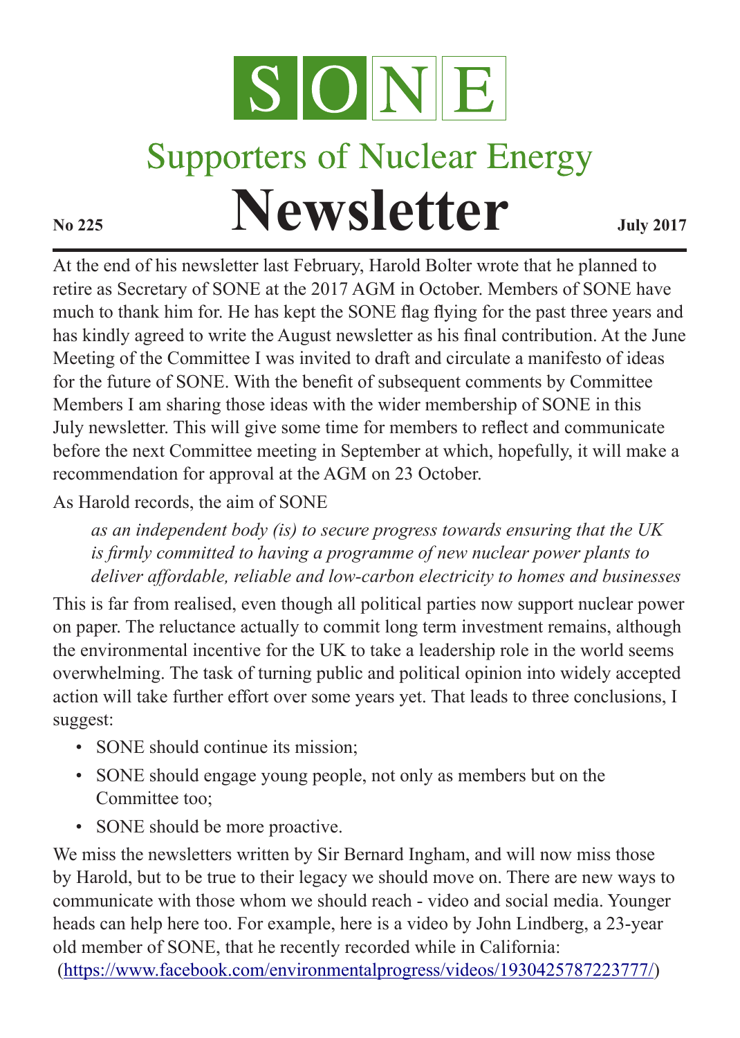# SONE

## Supporters of Nuclear Energy

# Newsletter

**No 225** **July 2017**

At the end of his newsletter last February, Harold Bolter wrote that he planned to retire as Secretary of SONE at the 2017 AGM in October. Members of SONE have much to thank him for. He has kept the SONE flag flying for the past three years and has kindly agreed to write the August newsletter as his final contribution. At the June Meeting of the Committee I was invited to draft and circulate a manifesto of ideas for the future of SONE. With the benefit of subsequent comments by Committee Members I am sharing those ideas with the wider membership of SONE in this July newsletter. This will give some time for members to reflect and communicate before the next Committee meeting in September at which, hopefully, it will make a recommendation for approval at the AGM on 23 October.

As Harold records, the aim of SONE

> *as an independent body (is) to secure progress towards ensuring that the UK is firmly committed to having a programme of new nuclear power plants to deliver affordable, reliable and low-carbon electricity to homes and businesses*

This is far from realised, even though all political parties now support nuclear power on paper. The reluctance actually to commit long term investment remains, although the environmental incentive for the UK to take a leadership role in the world seems overwhelming. The task of turning public and political opinion into widely accepted action will take further effort over some years yet. That leads to three conclusions, I suggest:

- SONE should continue its mission;
- SONE should engage young people, not only as members but on the Committee too;
- SONE should be more proactive.

We miss the newsletters written by Sir Bernard Ingham, and will now miss those by Harold, but to be true to their legacy we should move on. There are new ways to communicate with those whom we should reach - video and social media. Younger heads can help here too. For example, here is a video by John Lindberg, a 23-year old member of SONE, that he recently recorded while in California:
(https://www.facebook.com/environmentalprogress/videos/1930425787223777/)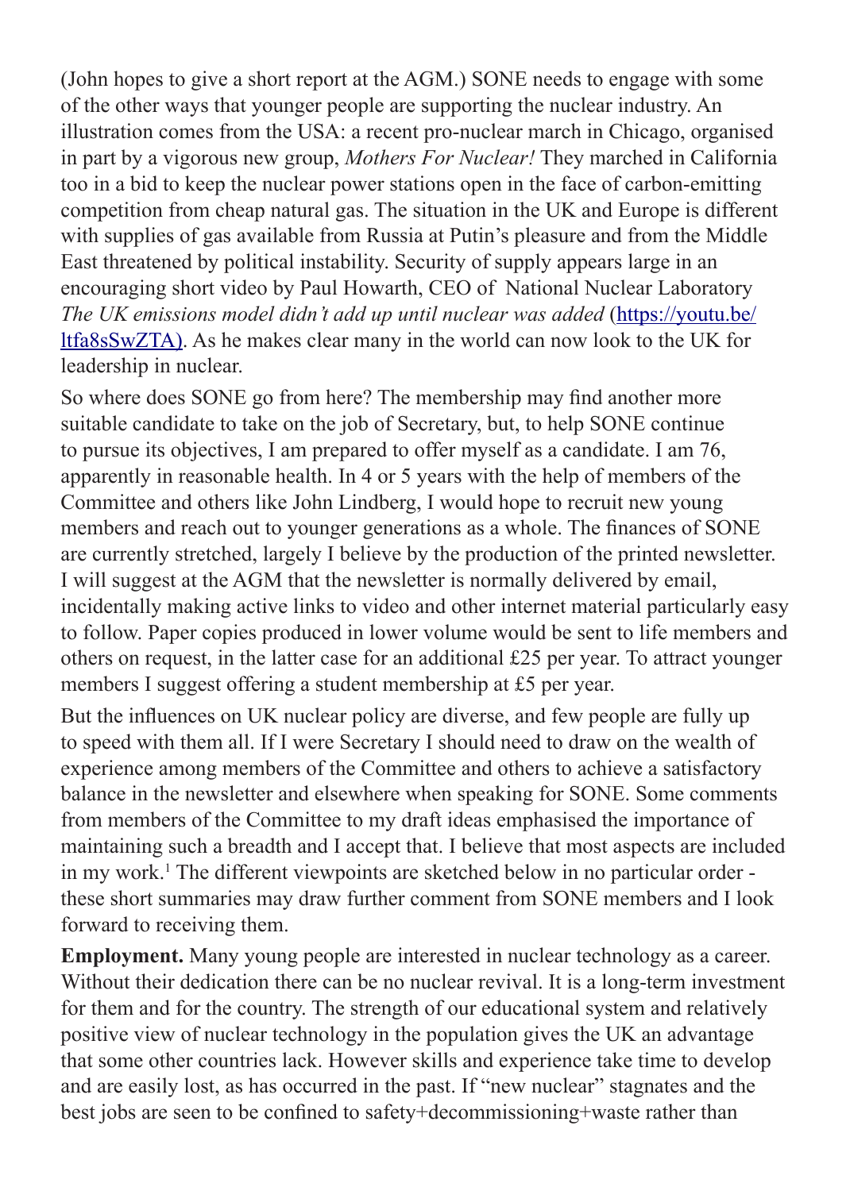(John hopes to give a short report at the AGM.) SONE needs to engage with some of the other ways that younger people are supporting the nuclear industry. An illustration comes from the USA: a recent pro-nuclear march in Chicago, organised in part by a vigorous new group, *Mothers For Nuclear!* They marched in California too in a bid to keep the nuclear power stations open in the face of carbon-emitting competition from cheap natural gas. The situation in the UK and Europe is different with supplies of gas available from Russia at Putin's pleasure and from the Middle East threatened by political instability. Security of supply appears large in an encouraging short video by Paul Howarth, CEO of National Nuclear Laboratory *The UK emissions model didn't add up until nuclear was added* ([https://youtu.be/ltfa8sSwZTA](https://youtu.be/ltfa8sSwZTA)). As he makes clear many in the world can now look to the UK for leadership in nuclear.

So where does SONE go from here? The membership may find another more suitable candidate to take on the job of Secretary, but, to help SONE continue to pursue its objectives, I am prepared to offer myself as a candidate. I am 76, apparently in reasonable health. In 4 or 5 years with the help of members of the Committee and others like John Lindberg, I would hope to recruit new young members and reach out to younger generations as a whole. The finances of SONE are currently stretched, largely I believe by the production of the printed newsletter. I will suggest at the AGM that the newsletter is normally delivered by email, incidentally making active links to video and other internet material particularly easy to follow. Paper copies produced in lower volume would be sent to life members and others on request, in the latter case for an additional £25 per year. To attract younger members I suggest offering a student membership at £5 per year.

But the influences on UK nuclear policy are diverse, and few people are fully up to speed with them all. If I were Secretary I should need to draw on the wealth of experience among members of the Committee and others to achieve a satisfactory balance in the newsletter and elsewhere when speaking for SONE. Some comments from members of the Committee to my draft ideas emphasised the importance of maintaining such a breadth and I accept that. I believe that most aspects are included in my work.[1] The different viewpoints are sketched below in no particular order - these short summaries may draw further comment from SONE members and I look forward to receiving them.

**Employment.** Many young people are interested in nuclear technology as a career. Without their dedication there can be no nuclear revival. It is a long-term investment for them and for the country. The strength of our educational system and relatively positive view of nuclear technology in the population gives the UK an advantage that some other countries lack. However skills and experience take time to develop and are easily lost, as has occurred in the past. If "new nuclear" stagnates and the best jobs are seen to be confined to safety+decommissioning+waste rather than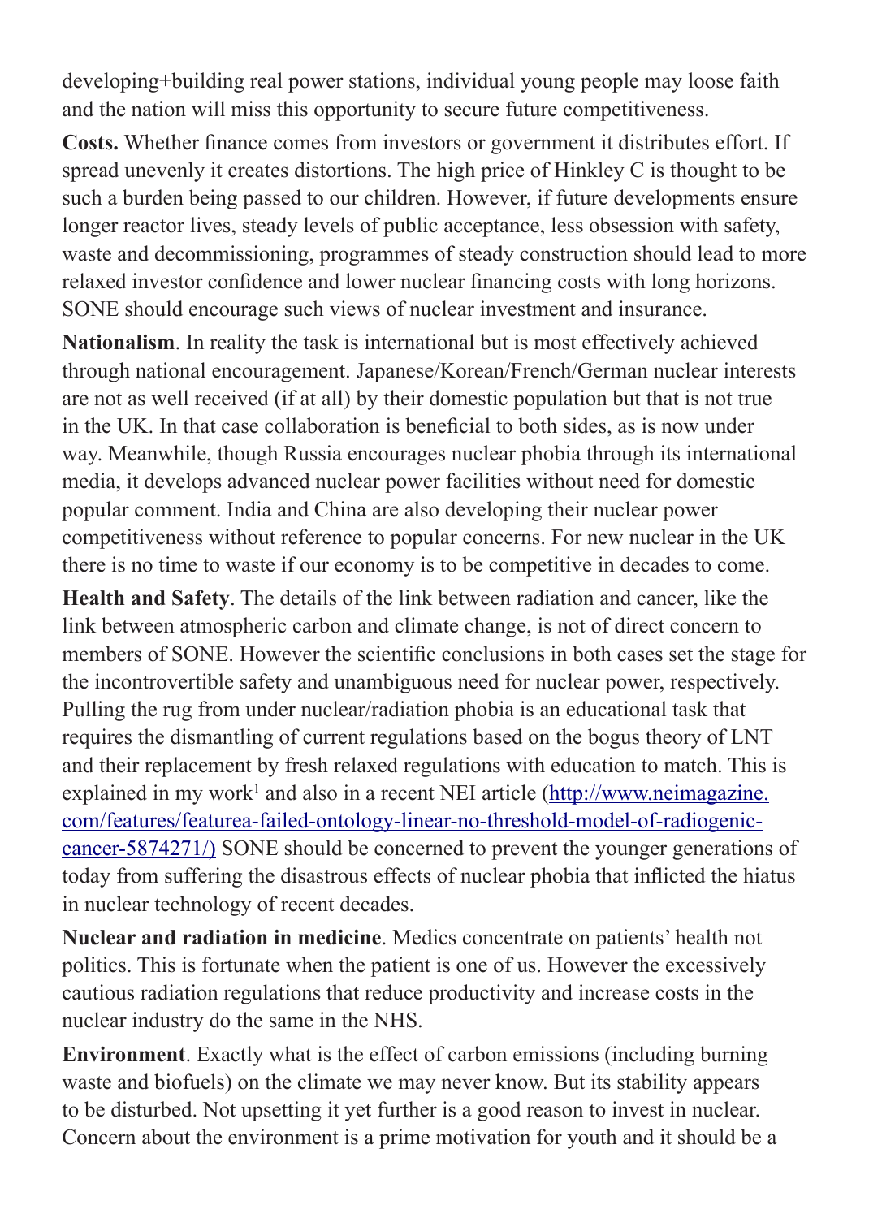developing+building real power stations, individual young people may loose faith and the nation will miss this opportunity to secure future competitiveness.

**Costs.** Whether finance comes from investors or government it distributes effort. If spread unevenly it creates distortions. The high price of Hinkley C is thought to be such a burden being passed to our children. However, if future developments ensure longer reactor lives, steady levels of public acceptance, less obsession with safety, waste and decommissioning, programmes of steady construction should lead to more relaxed investor confidence and lower nuclear financing costs with long horizons. SONE should encourage such views of nuclear investment and insurance.

**Nationalism**. In reality the task is international but is most effectively achieved through national encouragement. Japanese/Korean/French/German nuclear interests are not as well received (if at all) by their domestic population but that is not true in the UK. In that case collaboration is beneficial to both sides, as is now under way. Meanwhile, though Russia encourages nuclear phobia through its international media, it develops advanced nuclear power facilities without need for domestic popular comment. India and China are also developing their nuclear power competitiveness without reference to popular concerns. For new nuclear in the UK there is no time to waste if our economy is to be competitive in decades to come.

**Health and Safety**. The details of the link between radiation and cancer, like the link between atmospheric carbon and climate change, is not of direct concern to members of SONE. However the scientific conclusions in both cases set the stage for the incontrovertible safety and unambiguous need for nuclear power, respectively. Pulling the rug from under nuclear/radiation phobia is an educational task that requires the dismantling of current regulations based on the bogus theory of LNT and their replacement by fresh relaxed regulations with education to match. This is explained in my work[1] and also in a recent NEI article (http://www.neimagazine.com/features/featurea-failed-ontology-linear-no-threshold-model-of-radiogenic-cancer-5874271/) SONE should be concerned to prevent the younger generations of today from suffering the disastrous effects of nuclear phobia that inflicted the hiatus in nuclear technology of recent decades.

**Nuclear and radiation in medicine**. Medics concentrate on patients' health not politics. This is fortunate when the patient is one of us. However the excessively cautious radiation regulations that reduce productivity and increase costs in the nuclear industry do the same in the NHS.

**Environment**. Exactly what is the effect of carbon emissions (including burning waste and biofuels) on the climate we may never know. But its stability appears to be disturbed. Not upsetting it yet further is a good reason to invest in nuclear. Concern about the environment is a prime motivation for youth and it should be a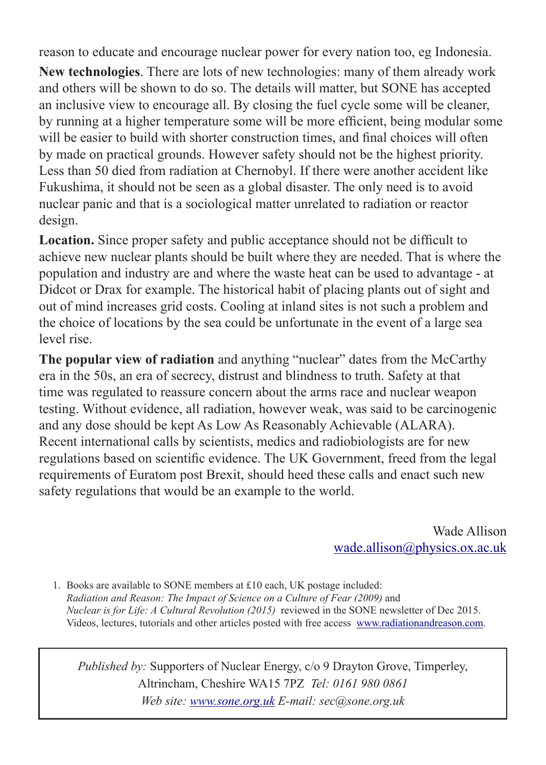reason to educate and encourage nuclear power for every nation too, eg Indonesia.

**New technologies**. There are lots of new technologies: many of them already work and others will be shown to do so. The details will matter, but SONE has accepted an inclusive view to encourage all. By closing the fuel cycle some will be cleaner, by running at a higher temperature some will be more efficient, being modular some will be easier to build with shorter construction times, and final choices will often by made on practical grounds. However safety should not be the highest priority. Less than 50 died from radiation at Chernobyl. If there were another accident like Fukushima, it should not be seen as a global disaster. The only need is to avoid nuclear panic and that is a sociological matter unrelated to radiation or reactor design.

**Location.** Since proper safety and public acceptance should not be difficult to achieve new nuclear plants should be built where they are needed. That is where the population and industry are and where the waste heat can be used to advantage - at Didcot or Drax for example. The historical habit of placing plants out of sight and out of mind increases grid costs. Cooling at inland sites is not such a problem and the choice of locations by the sea could be unfortunate in the event of a large sea level rise.

**The popular view of radiation** and anything "nuclear" dates from the McCarthy era in the 50s, an era of secrecy, distrust and blindness to truth. Safety at that time was regulated to reassure concern about the arms race and nuclear weapon testing. Without evidence, all radiation, however weak, was said to be carcinogenic and any dose should be kept As Low As Reasonably Achievable (ALARA). Recent international calls by scientists, medics and radiobiologists are for new regulations based on scientific evidence. The UK Government, freed from the legal requirements of Euratom post Brexit, should heed these calls and enact such new safety regulations that would be an example to the world.

Wade Allison
wade.allison@physics.ox.ac.uk

1. Books are available to SONE members at £10 each, UK postage included: *Radiation and Reason: The Impact of Science on a Culture of Fear (2009)* and *Nuclear is for Life: A Cultural Revolution (2015)* reviewed in the SONE newsletter of Dec 2015. Videos, lectures, tutorials and other articles posted with free access www.radiationandreason.com.

*Published by:* Supporters of Nuclear Energy, c/o 9 Drayton Grove, Timperley, Altrincham, Cheshire WA15 7PZ *Tel: 0161 980 0861*
*Web site: www.sone.org.uk E-mail: sec@sone.org.uk*